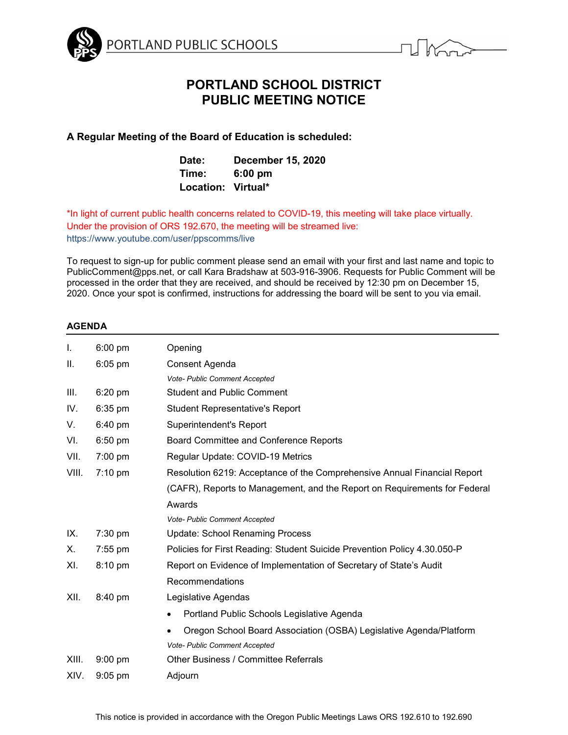PORTLAND PUBLIC SCHOOLS

# PORTLAND SCHOOL DISTRICT
# PUBLIC MEETING NOTICE

**A Regular Meeting of the Board of Education is scheduled:**

**Date:** **December 15, 2020**
**Time:** **6:00 pm**
**Location:** **Virtual***

*In light of current public health concerns related to COVID-19, this meeting will take place virtually. Under the provision of ORS 192.670, the meeting will be streamed live: https://www.youtube.com/user/ppscomms/live

To request to sign-up for public comment please send an email with your first and last name and topic to PublicComment@pps.net, or call Kara Bradshaw at 503-916-3906. Requests for Public Comment will be processed in the order that they are received, and should be received by 12:30 pm on December 15, 2020. Once your spot is confirmed, instructions for addressing the board will be sent to you via email.

## AGENDA

| | | |
|---|---|---|
| I. | 6:00 pm | Opening |
| II. | 6:05 pm | Consent Agenda<br>*Vote- Public Comment Accepted* |
| III. | 6:20 pm | Student and Public Comment |
| IV. | 6:35 pm | Student Representative's Report |
| V. | 6:40 pm | Superintendent's Report |
| VI. | 6:50 pm | Board Committee and Conference Reports |
| VII. | 7:00 pm | Regular Update: COVID-19 Metrics |
| VIII. | 7:10 pm | Resolution 6219: Acceptance of the Comprehensive Annual Financial Report (CAFR), Reports to Management, and the Report on Requirements for Federal Awards<br>*Vote- Public Comment Accepted* |
| IX. | 7:30 pm | Update: School Renaming Process |
| X. | 7:55 pm | Policies for First Reading: Student Suicide Prevention Policy 4.30.050-P |
| XI. | 8:10 pm | Report on Evidence of Implementation of Secretary of State's Audit Recommendations |
| XII. | 8:40 pm | Legislative Agendas<br>• Portland Public Schools Legislative Agenda<br>• Oregon School Board Association (OSBA) Legislative Agenda/Platform<br>*Vote- Public Comment Accepted* |
| XIII. | 9:00 pm | Other Business / Committee Referrals |
| XIV. | 9:05 pm | Adjourn |

This notice is provided in accordance with the Oregon Public Meetings Laws ORS 192.610 to 192.690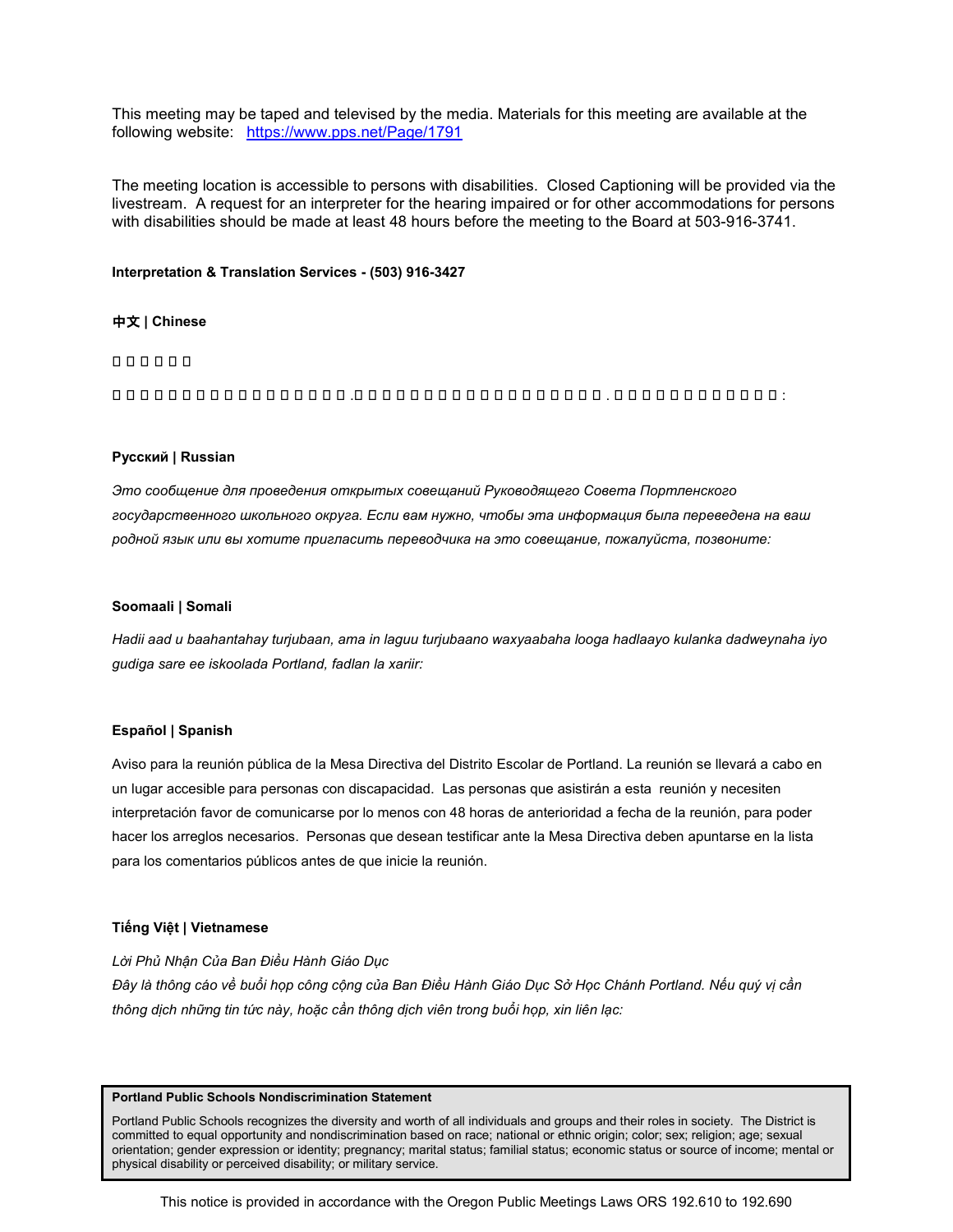This meeting may be taped and televised by the media. Materials for this meeting are available at the following website: https://www.pps.net/Page/1791

The meeting location is accessible to persons with disabilities. Closed Captioning will be provided via the livestream. A request for an interpreter for the hearing impaired or for other accommodations for persons with disabilities should be made at least 48 hours before the meeting to the Board at 503-916-3741.

**Interpretation & Translation Services - (503) 916-3427**

**中文 | Chinese**

□□□□□□

□□□□□□□□□□□□□□□□□□□.□□□□□□□□□□□□□□□□□□□□.□□□□□□□□□□□□□:

**Русский | Russian**

*Это сообщение для проведения открытых совещаний Руководящего Совета Портленского государственного школьного округа. Если вам нужно, чтобы эта информация была переведена на ваш родной язык или вы хотите пригласить переводчика на это совещание, пожалуйста, позвоните:*

**Soomaali | Somali**

*Hadii aad u baahantahay turjubaan, ama in laguu turjubaano waxyaabaha looga hadlaayo kulanka dadweynaha iyo gudiga sare ee iskoolada Portland, fadlan la xariir:*

**Español | Spanish**

Aviso para la reunión pública de la Mesa Directiva del Distrito Escolar de Portland. La reunión se llevará a cabo en un lugar accesible para personas con discapacidad. Las personas que asistirán a esta reunión y necesiten interpretación favor de comunicarse por lo menos con 48 horas de anterioridad a fecha de la reunión, para poder hacer los arreglos necesarios. Personas que desean testificar ante la Mesa Directiva deben apuntarse en la lista para los comentarios públicos antes de que inicie la reunión.

**Tiếng Việt | Vietnamese**

*Lời Phủ Nhận Của Ban Điều Hành Giáo Dục*
*Đây là thông cáo về buổi họp công cộng của Ban Điều Hành Giáo Dục Sở Học Chánh Portland. Nếu quý vị cần thông dịch những tin tức này, hoặc cần thông dịch viên trong buổi họp, xin liên lạc:*

**Portland Public Schools Nondiscrimination Statement**

Portland Public Schools recognizes the diversity and worth of all individuals and groups and their roles in society. The District is committed to equal opportunity and nondiscrimination based on race; national or ethnic origin; color; sex; religion; age; sexual orientation; gender expression or identity; pregnancy; marital status; familial status; economic status or source of income; mental or physical disability or perceived disability; or military service.

This notice is provided in accordance with the Oregon Public Meetings Laws ORS 192.610 to 192.690